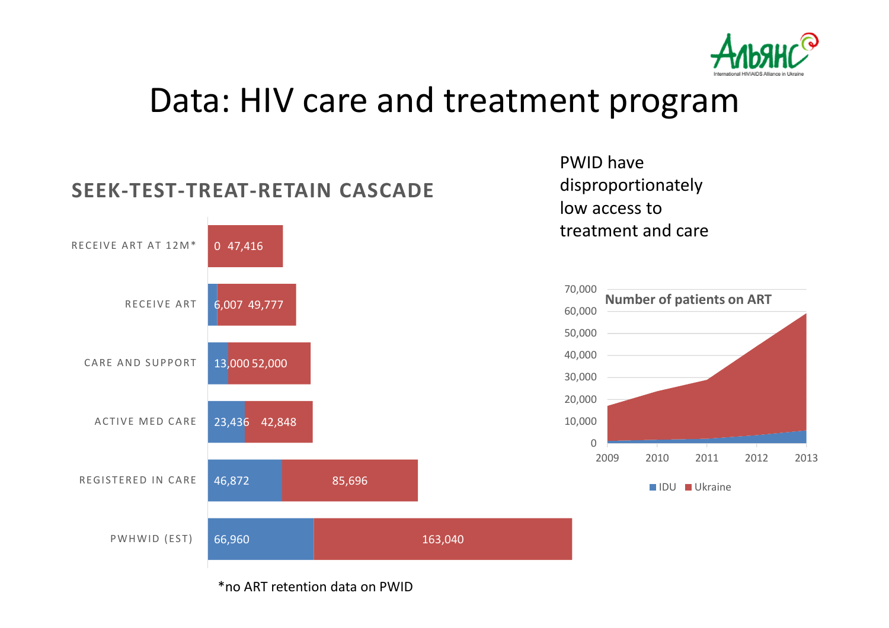# Data: HIV care and treatment program

## SEEK-TEST-TREAT-RETAIN CASCADE

| Stage | PWID | Total |
|---|---|---|
| RECEIVE ART AT 12M* | 0 | 47,416 |
| RECEIVE ART | 6,007 | 49,777 |
| CARE AND SUPPORT | 13,000 | 52,000 |
| ACTIVE MED CARE | 23,436 | 42,848 |
| REGISTERED IN CARE | 46,872 | 85,696 |
| PWHWID (EST) | 66,960 | 163,040 |

*no ART retention data on PWID

PWID have disproportionately low access to treatment and care

**Number of patients on ART**

IDU / Ukraine, 2009–2013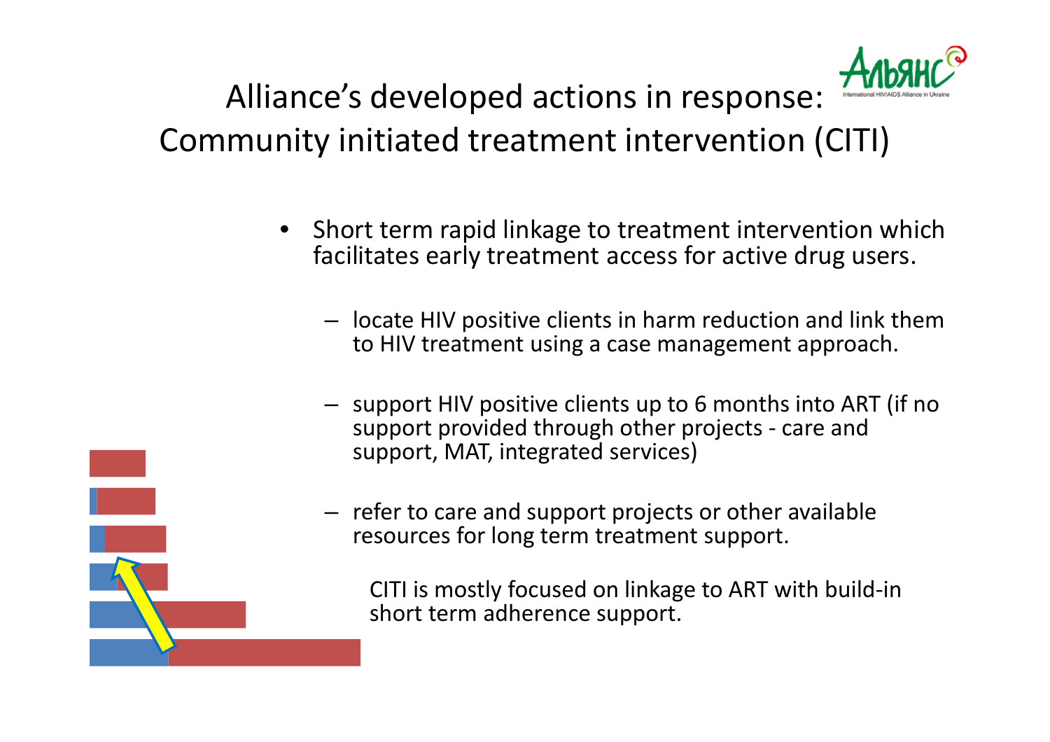# Alliance's developed actions in response: Community initiated treatment intervention (CITI)

- Short term rapid linkage to treatment intervention which facilitates early treatment access for active drug users.
  - locate HIV positive clients in harm reduction and link them to HIV treatment using a case management approach.
  - support HIV positive clients up to 6 months into ART (if no support provided through other projects - care and support, MAT, integrated services)
  - refer to care and support projects or other available resources for long term treatment support.

  CITI is mostly focused on linkage to ART with build-in short term adherence support.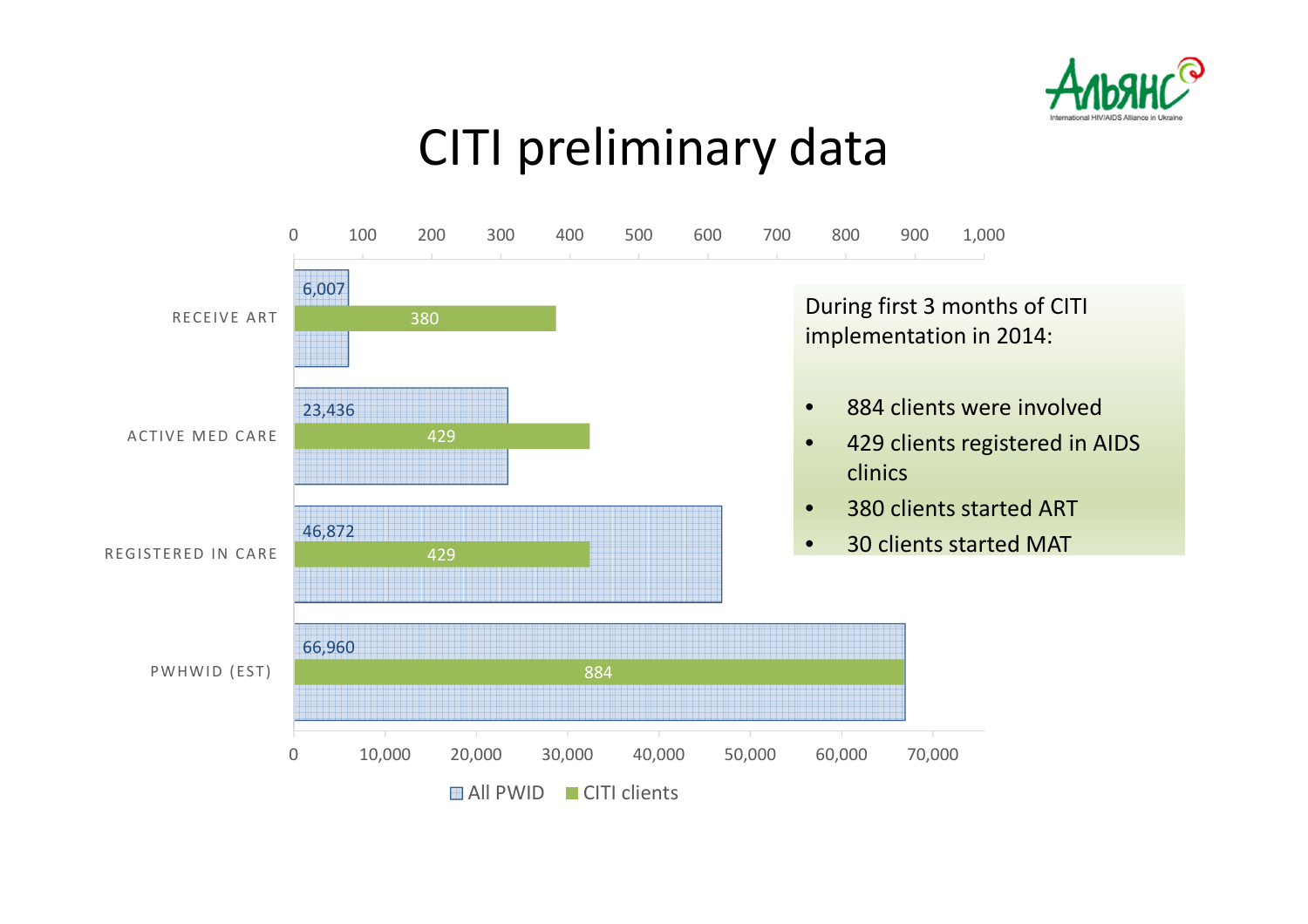# CITI preliminary data

0 100 200 300 400 500 600 700 800 900 1,000

RECEIVE ART
6,007
380

ACTIVE MED CARE
23,436
429

REGISTERED IN CARE
46,872
429

PWHWID (EST)
66,960
884

0 10,000 20,000 30,000 40,000 50,000 60,000 70,000

All PWID CITI clients

During first 3 months of CITI implementation in 2014:

- 884 clients were involved
- 429 clients registered in AIDS clinics
- 380 clients started ART
- 30 clients started MAT